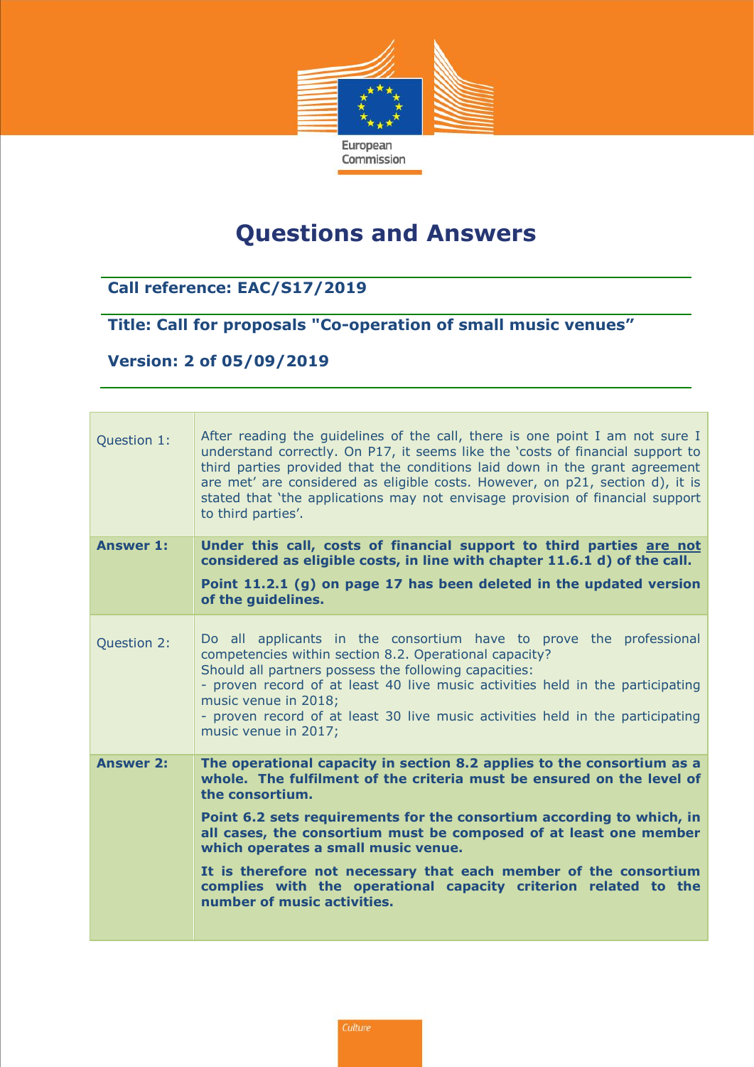European Commission

# Questions and Answers

**Call reference: EAC/S17/2019**

**Title: Call for proposals "Co-operation of small music venues"**

**Version: 2 of 05/09/2019**

| | |
|---|---|
| Question 1: | After reading the guidelines of the call, there is one point I am not sure I understand correctly. On P17, it seems like the 'costs of financial support to third parties provided that the conditions laid down in the grant agreement are met' are considered as eligible costs. However, on p21, section d), it is stated that 'the applications may not envisage provision of financial support to third parties'. |
| **Answer 1:** | **Under this call, costs of financial support to third parties <u>are not</u> considered as eligible costs, in line with chapter 11.6.1 d) of the call.**<br><br>**Point 11.2.1 (g) on page 17 has been deleted in the updated version of the guidelines.** |
| Question 2: | Do all applicants in the consortium have to prove the professional competencies within section 8.2. Operational capacity?<br>Should all partners possess the following capacities:<br>- proven record of at least 40 live music activities held in the participating music venue in 2018;<br>- proven record of at least 30 live music activities held in the participating music venue in 2017; |
| **Answer 2:** | **The operational capacity in section 8.2 applies to the consortium as a whole. The fulfilment of the criteria must be ensured on the level of the consortium.**<br><br>**Point 6.2 sets requirements for the consortium according to which, in all cases, the consortium must be composed of at least one member which operates a small music venue.**<br><br>**It is therefore not necessary that each member of the consortium complies with the operational capacity criterion related to the number of music activities.** |

Culture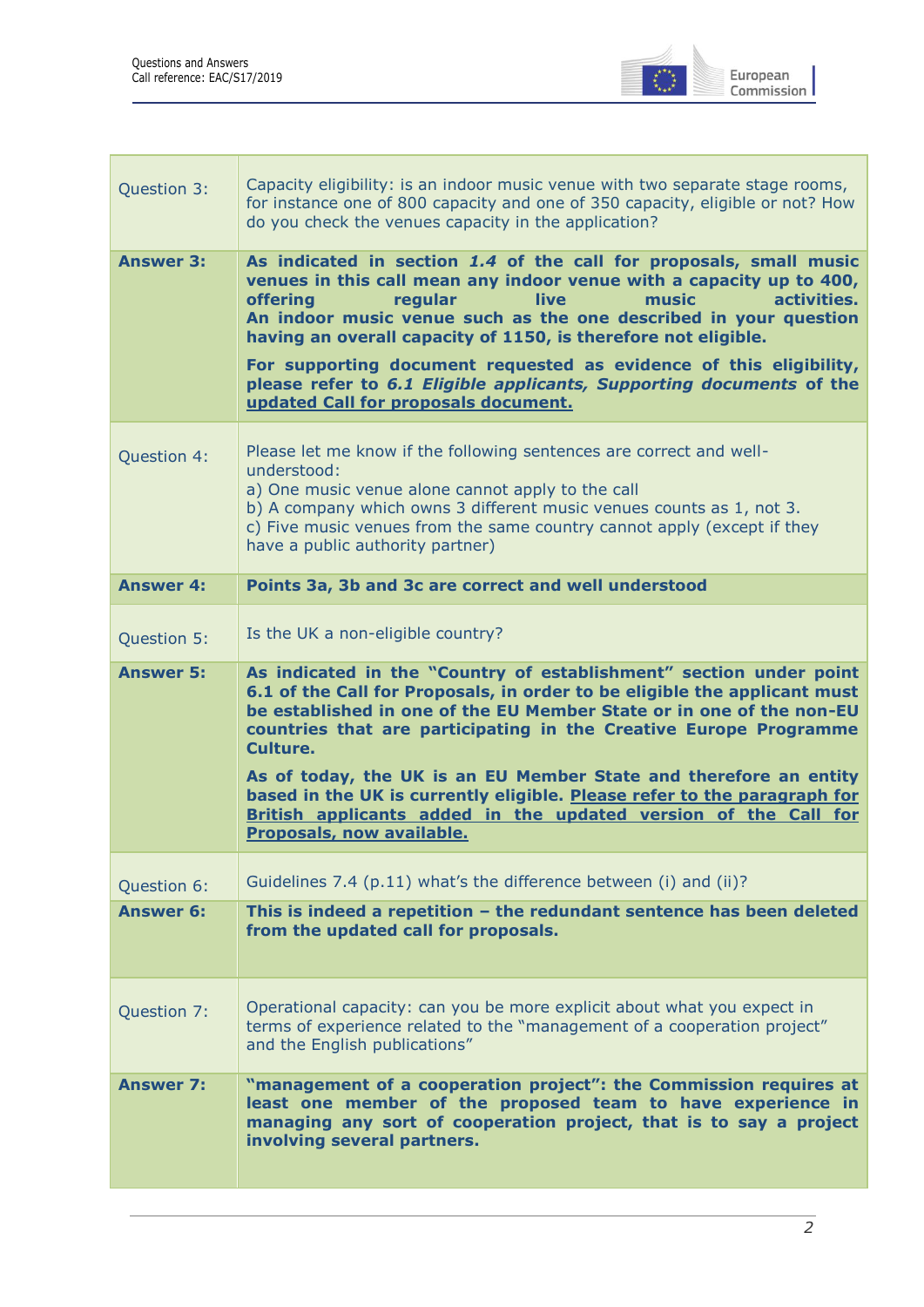| | |
|---|---|
| Question 3: | Capacity eligibility: is an indoor music venue with two separate stage rooms, for instance one of 800 capacity and one of 350 capacity, eligible or not? How do you check the venues capacity in the application? |
| **Answer 3:** | **As indicated in section *1.4* of the call for proposals, small music venues in this call mean any indoor venue with a capacity up to 400, offering regular live music activities. An indoor music venue such as the one described in your question having an overall capacity of 1150, is therefore not eligible.** <br><br> **For supporting document requested as evidence of this eligibility, please refer to *6.1 Eligible applicants, Supporting documents* of the updated Call for proposals document.** |
| Question 4: | Please let me know if the following sentences are correct and well-understood: <br> a) One music venue alone cannot apply to the call <br> b) A company which owns 3 different music venues counts as 1, not 3. <br> c) Five music venues from the same country cannot apply (except if they have a public authority partner) |
| **Answer 4:** | **Points 3a, 3b and 3c are correct and well understood** |
| Question 5: | Is the UK a non-eligible country? |
| **Answer 5:** | **As indicated in the "Country of establishment" section under point 6.1 of the Call for Proposals, in order to be eligible the applicant must be established in one of the EU Member State or in one of the non-EU countries that are participating in the Creative Europe Programme Culture.** <br><br> **As of today, the UK is an EU Member State and therefore an entity based in the UK is currently eligible. Please refer to the paragraph for British applicants added in the updated version of the Call for Proposals, now available.** |
| Question 6: | Guidelines 7.4 (p.11) what's the difference between (i) and (ii)? |
| **Answer 6:** | **This is indeed a repetition – the redundant sentence has been deleted from the updated call for proposals.** |
| Question 7: | Operational capacity: can you be more explicit about what you expect in terms of experience related to the "management of a cooperation project" and the English publications" |
| **Answer 7:** | **"management of a cooperation project": the Commission requires at least one member of the proposed team to have experience in managing any sort of cooperation project, that is to say a project involving several partners.** |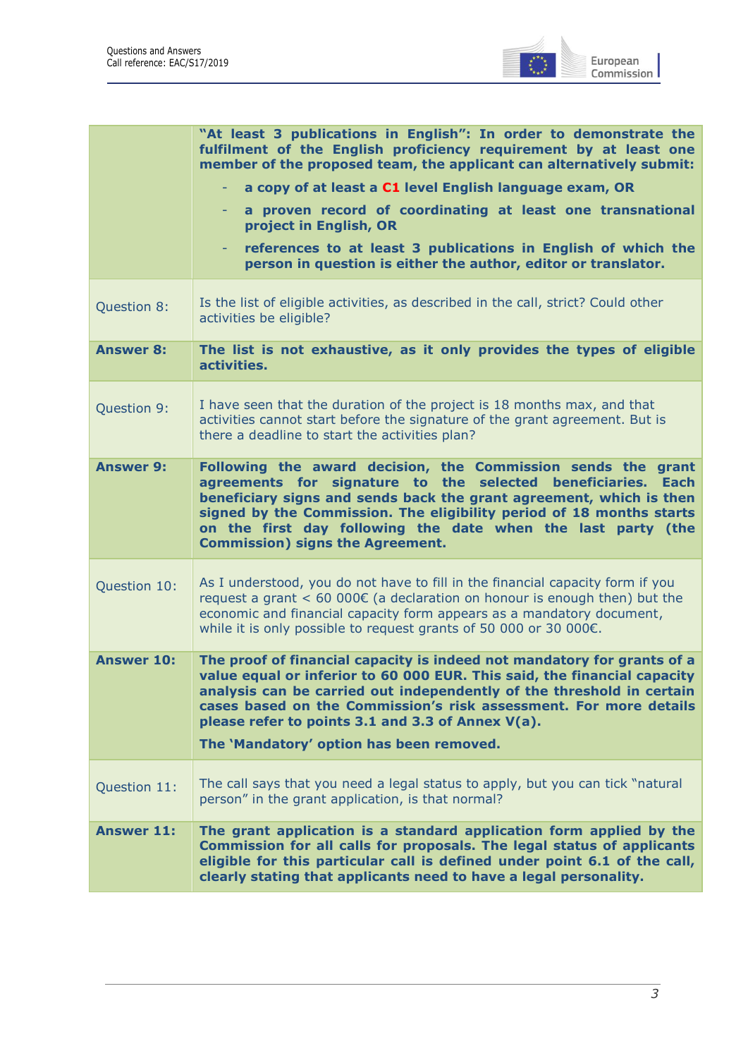| | |
|---|---|
| | **"At least 3 publications in English": In order to demonstrate the fulfilment of the English proficiency requirement by at least one member of the proposed team, the applicant can alternatively submit:**<br>- **a copy of at least a C1 level English language exam, OR**<br>- **a proven record of coordinating at least one transnational project in English, OR**<br>- **references to at least 3 publications in English of which the person in question is either the author, editor or translator.** |
| Question 8: | Is the list of eligible activities, as described in the call, strict? Could other activities be eligible? |
| **Answer 8:** | **The list is not exhaustive, as it only provides the types of eligible activities.** |
| Question 9: | I have seen that the duration of the project is 18 months max, and that activities cannot start before the signature of the grant agreement. But is there a deadline to start the activities plan? |
| **Answer 9:** | **Following the award decision, the Commission sends the grant agreements for signature to the selected beneficiaries. Each beneficiary signs and sends back the grant agreement, which is then signed by the Commission. The eligibility period of 18 months starts on the first day following the date when the last party (the Commission) signs the Agreement.** |
| Question 10: | As I understood, you do not have to fill in the financial capacity form if you request a grant < 60 000€ (a declaration on honour is enough then) but the economic and financial capacity form appears as a mandatory document, while it is only possible to request grants of 50 000 or 30 000€. |
| **Answer 10:** | **The proof of financial capacity is indeed not mandatory for grants of a value equal or inferior to 60 000 EUR. This said, the financial capacity analysis can be carried out independently of the threshold in certain cases based on the Commission's risk assessment. For more details please refer to points 3.1 and 3.3 of Annex V(a).**<br>**The 'Mandatory' option has been removed.** |
| Question 11: | The call says that you need a legal status to apply, but you can tick "natural person" in the grant application, is that normal? |
| **Answer 11:** | **The grant application is a standard application form applied by the Commission for all calls for proposals. The legal status of applicants eligible for this particular call is defined under point 6.1 of the call, clearly stating that applicants need to have a legal personality.** |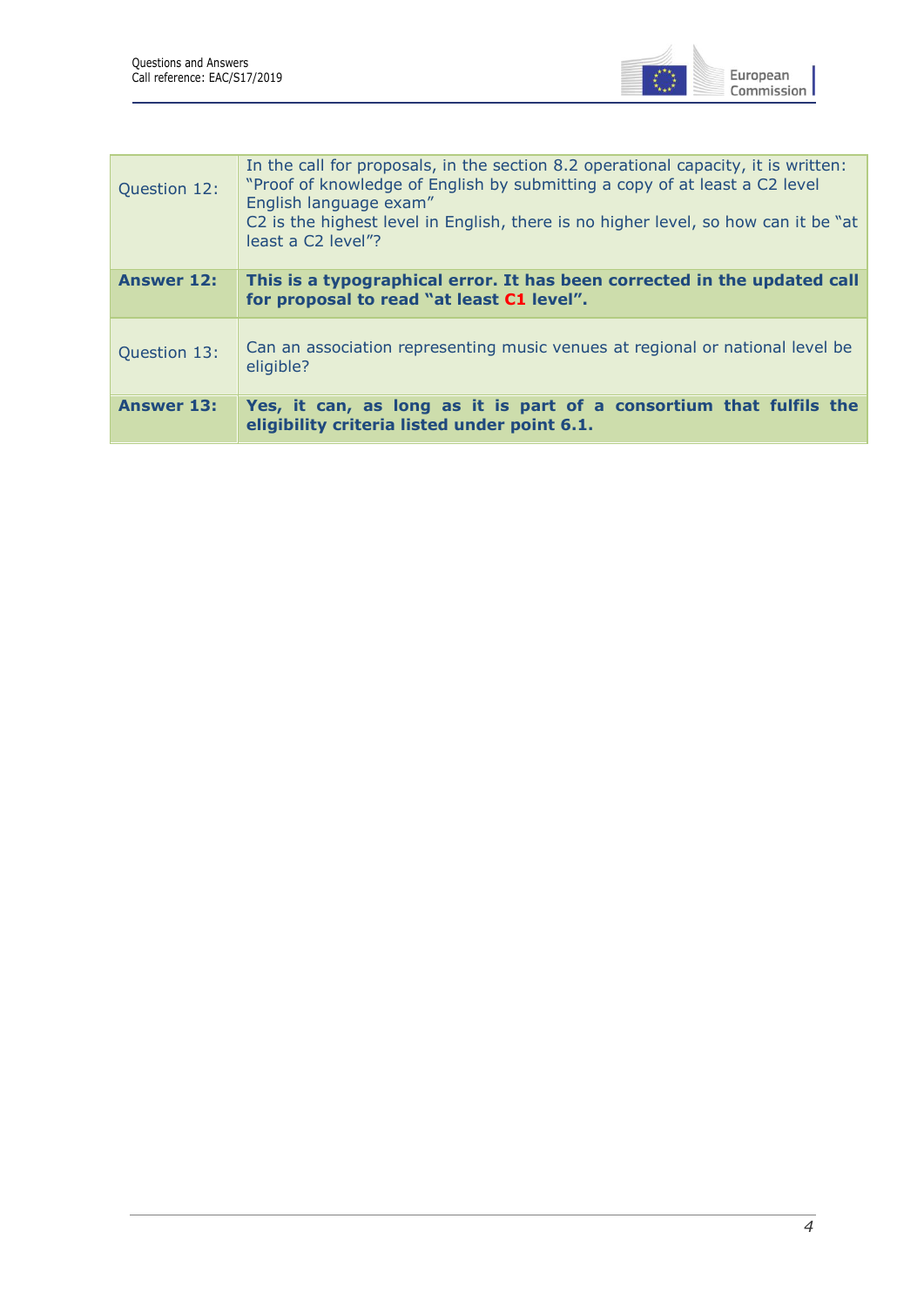| | |
|---|---|
| Question 12: | In the call for proposals, in the section 8.2 operational capacity, it is written: "Proof of knowledge of English by submitting a copy of at least a C2 level English language exam"<br>C2 is the highest level in English, there is no higher level, so how can it be "at least a C2 level"? |
| **Answer 12:** | **This is a typographical error. It has been corrected in the updated call for proposal to read "at least C1 level".** |
| Question 13: | Can an association representing music venues at regional or national level be eligible? |
| **Answer 13:** | **Yes, it can, as long as it is part of a consortium that fulfils the eligibility criteria listed under point 6.1.** |